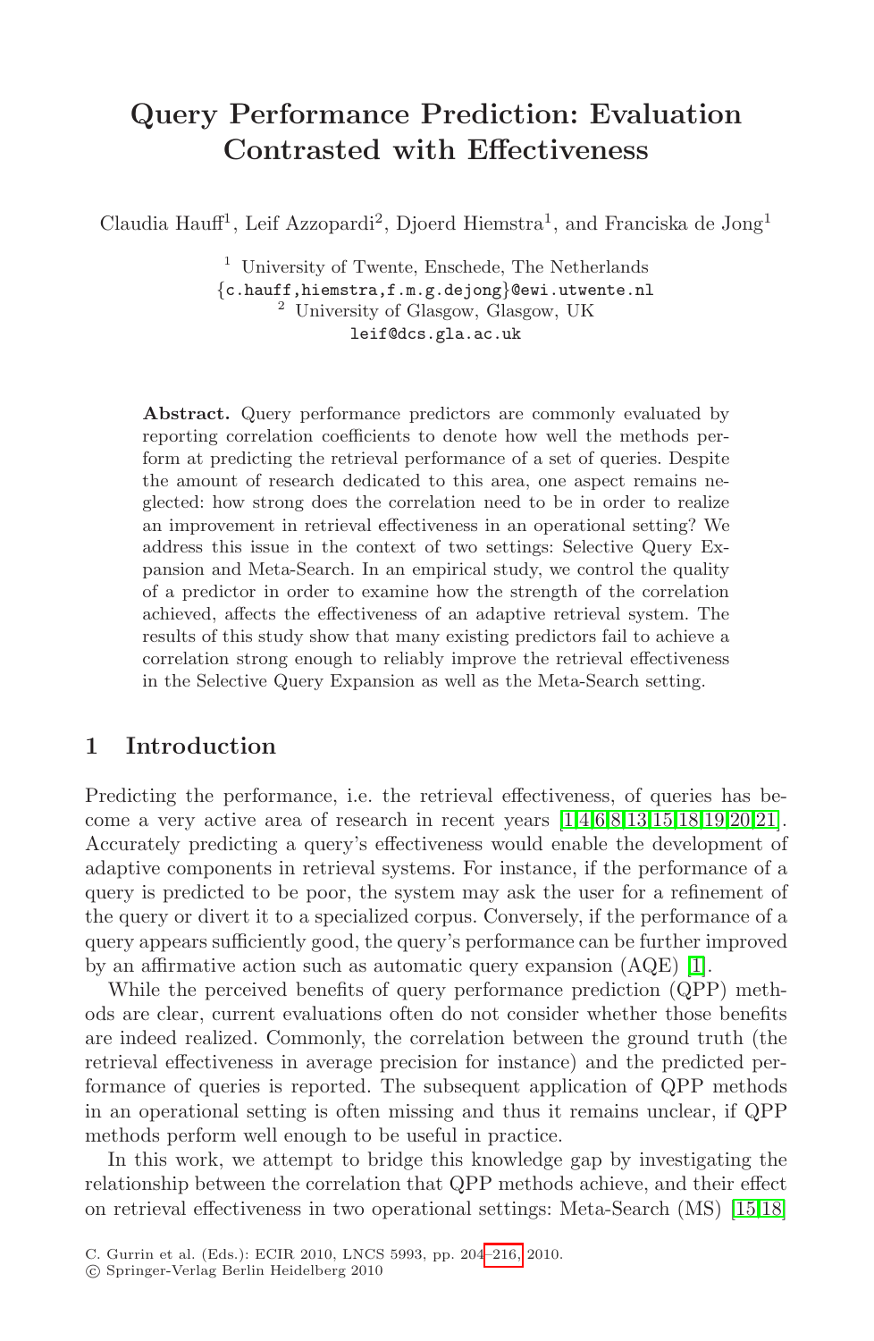# Query Performance Prediction: Evaluation Contrasted with Effectiveness

Claudia Hauff[1], Leif Azzopardi[2], Djoerd Hiemstra[1], and Franciska de Jong[1]

[1] University of Twente, Enschede, The Netherlands
{c.hauff,hiemstra,f.m.g.dejong}@ewi.utwente.nl
[2] University of Glasgow, Glasgow, UK
leif@dcs.gla.ac.uk

**Abstract.** Query performance predictors are commonly evaluated by reporting correlation coefficients to denote how well the methods perform at predicting the retrieval performance of a set of queries. Despite the amount of research dedicated to this area, one aspect remains neglected: how strong does the correlation need to be in order to realize an improvement in retrieval effectiveness in an operational setting? We address this issue in the context of two settings: Selective Query Expansion and Meta-Search. In an empirical study, we control the quality of a predictor in order to examine how the strength of the correlation achieved, affects the effectiveness of an adaptive retrieval system. The results of this study show that many existing predictors fail to achieve a correlation strong enough to reliably improve the retrieval effectiveness in the Selective Query Expansion as well as the Meta-Search setting.

## 1 Introduction

Predicting the performance, i.e. the retrieval effectiveness, of queries has become a very active area of research in recent years [1,4,6,8,13,15,18,19,20,21]. Accurately predicting a query's effectiveness would enable the development of adaptive components in retrieval systems. For instance, if the performance of a query is predicted to be poor, the system may ask the user for a refinement of the query or divert it to a specialized corpus. Conversely, if the performance of a query appears sufficiently good, the query's performance can be further improved by an affirmative action such as automatic query expansion (AQE) [1].

While the perceived benefits of query performance prediction (QPP) methods are clear, current evaluations often do not consider whether those benefits are indeed realized. Commonly, the correlation between the ground truth (the retrieval effectiveness in average precision for instance) and the predicted performance of queries is reported. The subsequent application of QPP methods in an operational setting is often missing and thus it remains unclear, if QPP methods perform well enough to be useful in practice.

In this work, we attempt to bridge this knowledge gap by investigating the relationship between the correlation that QPP methods achieve, and their effect on retrieval effectiveness in two operational settings: Meta-Search (MS) [15,18]

C. Gurrin et al. (Eds.): ECIR 2010, LNCS 5993, pp. 204–216, 2010.
© Springer-Verlag Berlin Heidelberg 2010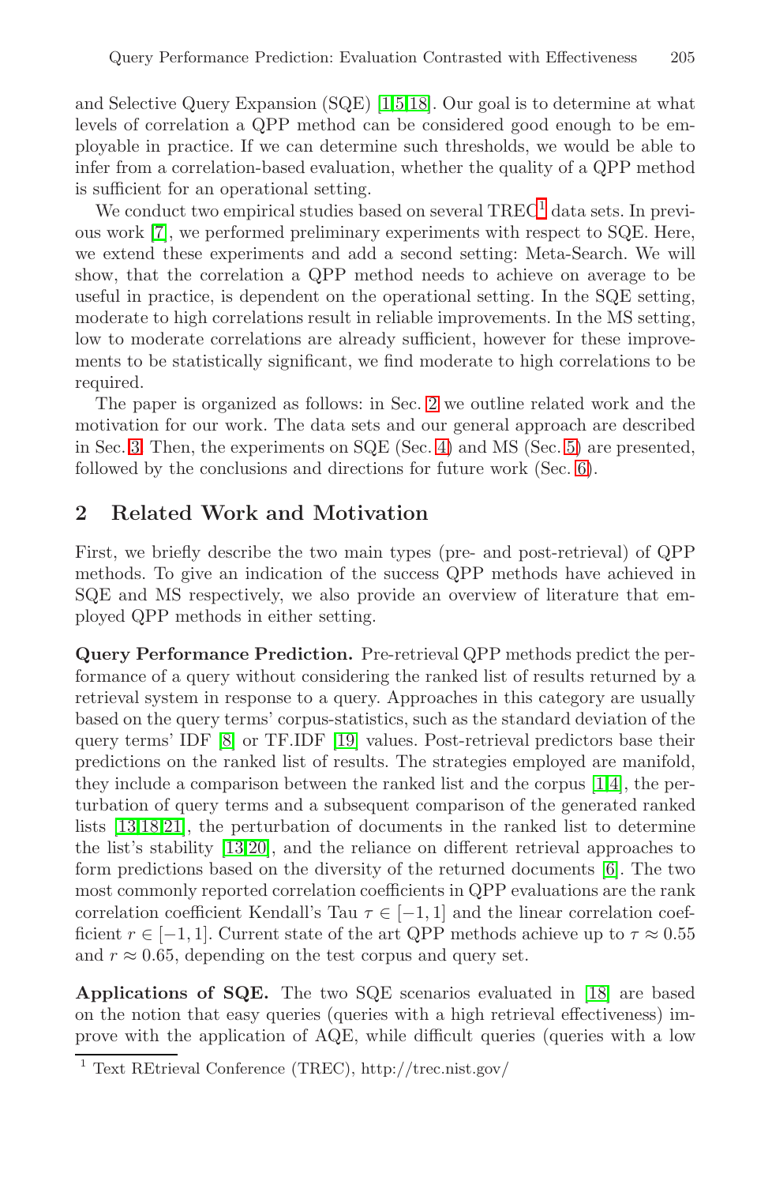and Selective Query Expansion (SQE) [1,5,18]. Our goal is to determine at what levels of correlation a QPP method can be considered good enough to be employable in practice. If we can determine such thresholds, we would be able to infer from a correlation-based evaluation, whether the quality of a QPP method is sufficient for an operational setting.

We conduct two empirical studies based on several TREC[1] data sets. In previous work [7], we performed preliminary experiments with respect to SQE. Here, we extend these experiments and add a second setting: Meta-Search. We will show, that the correlation a QPP method needs to achieve on average to be useful in practice, is dependent on the operational setting. In the SQE setting, moderate to high correlations result in reliable improvements. In the MS setting, low to moderate correlations are already sufficient, however for these improvements to be statistically significant, we find moderate to high correlations to be required.

The paper is organized as follows: in Sec. 2 we outline related work and the motivation for our work. The data sets and our general approach are described in Sec. 3. Then, the experiments on SQE (Sec. 4) and MS (Sec. 5) are presented, followed by the conclusions and directions for future work (Sec. 6).

## 2 Related Work and Motivation

First, we briefly describe the two main types (pre- and post-retrieval) of QPP methods. To give an indication of the success QPP methods have achieved in SQE and MS respectively, we also provide an overview of literature that employed QPP methods in either setting.

**Query Performance Prediction.** Pre-retrieval QPP methods predict the performance of a query without considering the ranked list of results returned by a retrieval system in response to a query. Approaches in this category are usually based on the query terms' corpus-statistics, such as the standard deviation of the query terms' IDF [8] or TF.IDF [19] values. Post-retrieval predictors base their predictions on the ranked list of results. The strategies employed are manifold, they include a comparison between the ranked list and the corpus [1,4], the perturbation of query terms and a subsequent comparison of the generated ranked lists [13,18,21], the perturbation of documents in the ranked list to determine the list's stability [13,20], and the reliance on different retrieval approaches to form predictions based on the diversity of the returned documents [6]. The two most commonly reported correlation coefficients in QPP evaluations are the rank correlation coefficient Kendall's Tau $\tau \in [-1, 1]$ and the linear correlation coefficient $r \in [-1, 1]$. Current state of the art QPP methods achieve up to $\tau \approx 0.55$ and $r \approx 0.65$, depending on the test corpus and query set.

**Applications of SQE.** The two SQE scenarios evaluated in [18] are based on the notion that easy queries (queries with a high retrieval effectiveness) improve with the application of AQE, while difficult queries (queries with a low

[1] Text REtrieval Conference (TREC), http://trec.nist.gov/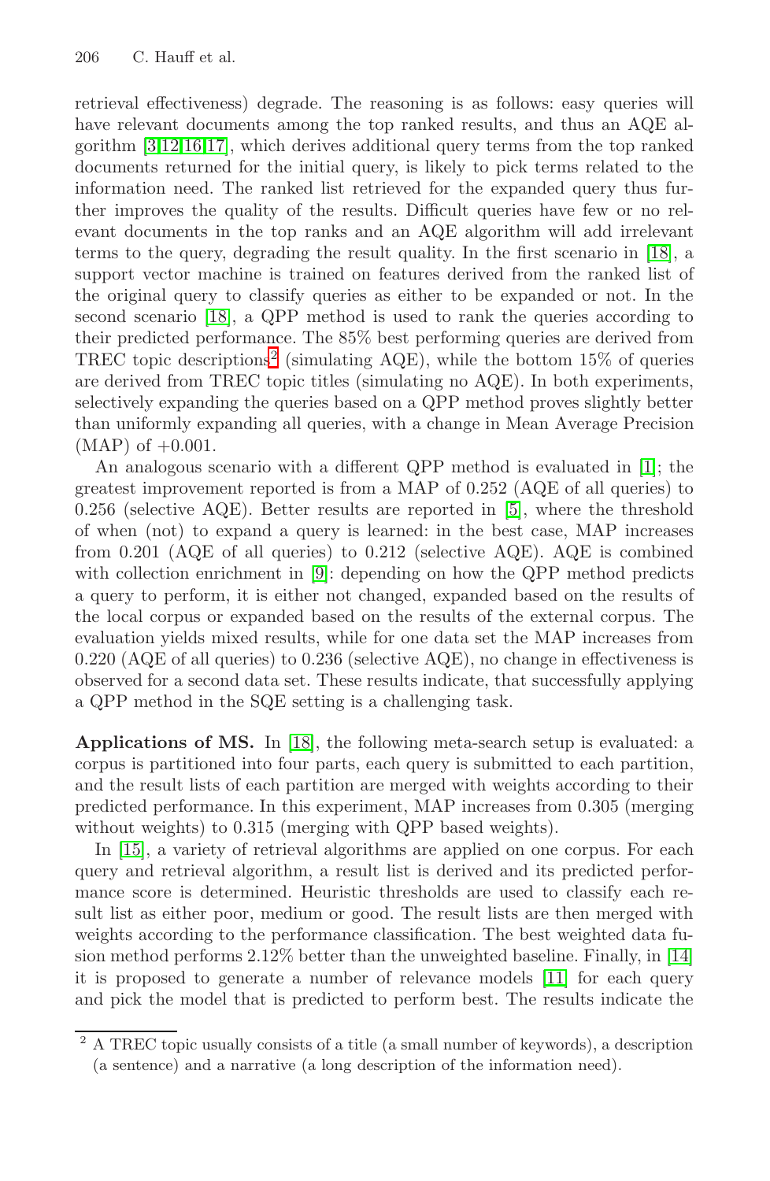retrieval effectiveness) degrade. The reasoning is as follows: easy queries will have relevant documents among the top ranked results, and thus an AQE algorithm [3,12,16,17], which derives additional query terms from the top ranked documents returned for the initial query, is likely to pick terms related to the information need. The ranked list retrieved for the expanded query thus further improves the quality of the results. Difficult queries have few or no relevant documents in the top ranks and an AQE algorithm will add irrelevant terms to the query, degrading the result quality. In the first scenario in [18], a support vector machine is trained on features derived from the ranked list of the original query to classify queries as either to be expanded or not. In the second scenario [18], a QPP method is used to rank the queries according to their predicted performance. The 85% best performing queries are derived from TREC topic descriptions[2] (simulating AQE), while the bottom 15% of queries are derived from TREC topic titles (simulating no AQE). In both experiments, selectively expanding the queries based on a QPP method proves slightly better than uniformly expanding all queries, with a change in Mean Average Precision (MAP) of +0.001.

An analogous scenario with a different QPP method is evaluated in [1]; the greatest improvement reported is from a MAP of 0.252 (AQE of all queries) to 0.256 (selective AQE). Better results are reported in [5], where the threshold of when (not) to expand a query is learned: in the best case, MAP increases from 0.201 (AQE of all queries) to 0.212 (selective AQE). AQE is combined with collection enrichment in [9]: depending on how the QPP method predicts a query to perform, it is either not changed, expanded based on the results of the local corpus or expanded based on the results of the external corpus. The evaluation yields mixed results, while for one data set the MAP increases from 0.220 (AQE of all queries) to 0.236 (selective AQE), no change in effectiveness is observed for a second data set. These results indicate, that successfully applying a QPP method in the SQE setting is a challenging task.

**Applications of MS.** In [18], the following meta-search setup is evaluated: a corpus is partitioned into four parts, each query is submitted to each partition, and the result lists of each partition are merged with weights according to their predicted performance. In this experiment, MAP increases from 0.305 (merging without weights) to 0.315 (merging with QPP based weights).

In [15], a variety of retrieval algorithms are applied on one corpus. For each query and retrieval algorithm, a result list is derived and its predicted performance score is determined. Heuristic thresholds are used to classify each result list as either poor, medium or good. The result lists are then merged with weights according to the performance classification. The best weighted data fusion method performs 2.12% better than the unweighted baseline. Finally, in [14] it is proposed to generate a number of relevance models [11] for each query and pick the model that is predicted to perform best. The results indicate the

[2] A TREC topic usually consists of a title (a small number of keywords), a description (a sentence) and a narrative (a long description of the information need).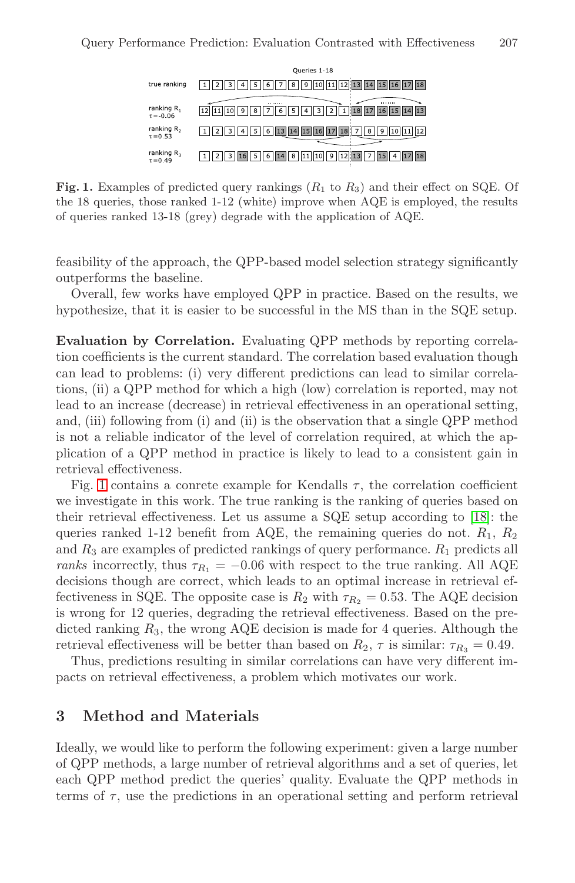Queries 1-18

| | | | | | | | | | | | | | | | | | | |
|---|---|---|---|---|---|---|---|---|---|---|---|---|---|---|---|---|---|---|
| true ranking | 1 | 2 | 3 | 4 | 5 | 6 | 7 | 8 | 9 | 10 | 11 | 12 | 13 | 14 | 15 | 16 | 17 | 18 |
| ranking $R_1$ $\tau$=-0.06 | 12 | 11 | 10 | 9 | 8 | 7 | 6 | 5 | 4 | 3 | 2 | 1 | 18 | 17 | 16 | 15 | 14 | 13 |
| ranking $R_2$ $\tau$=0.53 | 1 | 2 | 3 | 4 | 5 | 6 | 13 | 14 | 15 | 16 | 17 | 18 | 7 | 8 | 9 | 10 | 11 | 12 |
| ranking $R_3$ $\tau$=0.49 | 1 | 2 | 3 | 16 | 5 | 6 | 14 | 8 | 11 | 10 | 9 | 12 | 13 | 7 | 15 | 4 | 17 | 18 |

**Fig. 1.** Examples of predicted query rankings ($R_1$ to $R_3$) and their effect on SQE. Of the 18 queries, those ranked 1-12 (white) improve when AQE is employed, the results of queries ranked 13-18 (grey) degrade with the application of AQE.

feasibility of the approach, the QPP-based model selection strategy significantly outperforms the baseline.

Overall, few works have employed QPP in practice. Based on the results, we hypothesize, that it is easier to be successful in the MS than in the SQE setup.

**Evaluation by Correlation.** Evaluating QPP methods by reporting correlation coefficients is the current standard. The correlation based evaluation though can lead to problems: (i) very different predictions can lead to similar correlations, (ii) a QPP method for which a high (low) correlation is reported, may not lead to an increase (decrease) in retrieval effectiveness in an operational setting, and, (iii) following from (i) and (ii) is the observation that a single QPP method is not a reliable indicator of the level of correlation required, at which the application of a QPP method in practice is likely to lead to a consistent gain in retrieval effectiveness.

Fig. 1 contains a conrete example for Kendalls $\tau$, the correlation coefficient we investigate in this work. The true ranking is the ranking of queries based on their retrieval effectiveness. Let us assume a SQE setup according to [18]: the queries ranked 1-12 benefit from AQE, the remaining queries do not. $R_1$, $R_2$ and $R_3$ are examples of predicted rankings of query performance. $R_1$ predicts all *ranks* incorrectly, thus $\tau_{R_1} = -0.06$ with respect to the true ranking. All AQE decisions though are correct, which leads to an optimal increase in retrieval effectiveness in SQE. The opposite case is $R_2$ with $\tau_{R_2} = 0.53$. The AQE decision is wrong for 12 queries, degrading the retrieval effectiveness. Based on the predicted ranking $R_3$, the wrong AQE decision is made for 4 queries. Although the retrieval effectiveness will be better than based on $R_2$, $\tau$ is similar: $\tau_{R_3} = 0.49$.

Thus, predictions resulting in similar correlations can have very different impacts on retrieval effectiveness, a problem which motivates our work.

## 3 Method and Materials

Ideally, we would like to perform the following experiment: given a large number of QPP methods, a large number of retrieval algorithms and a set of queries, let each QPP method predict the queries' quality. Evaluate the QPP methods in terms of $\tau$, use the predictions in an operational setting and perform retrieval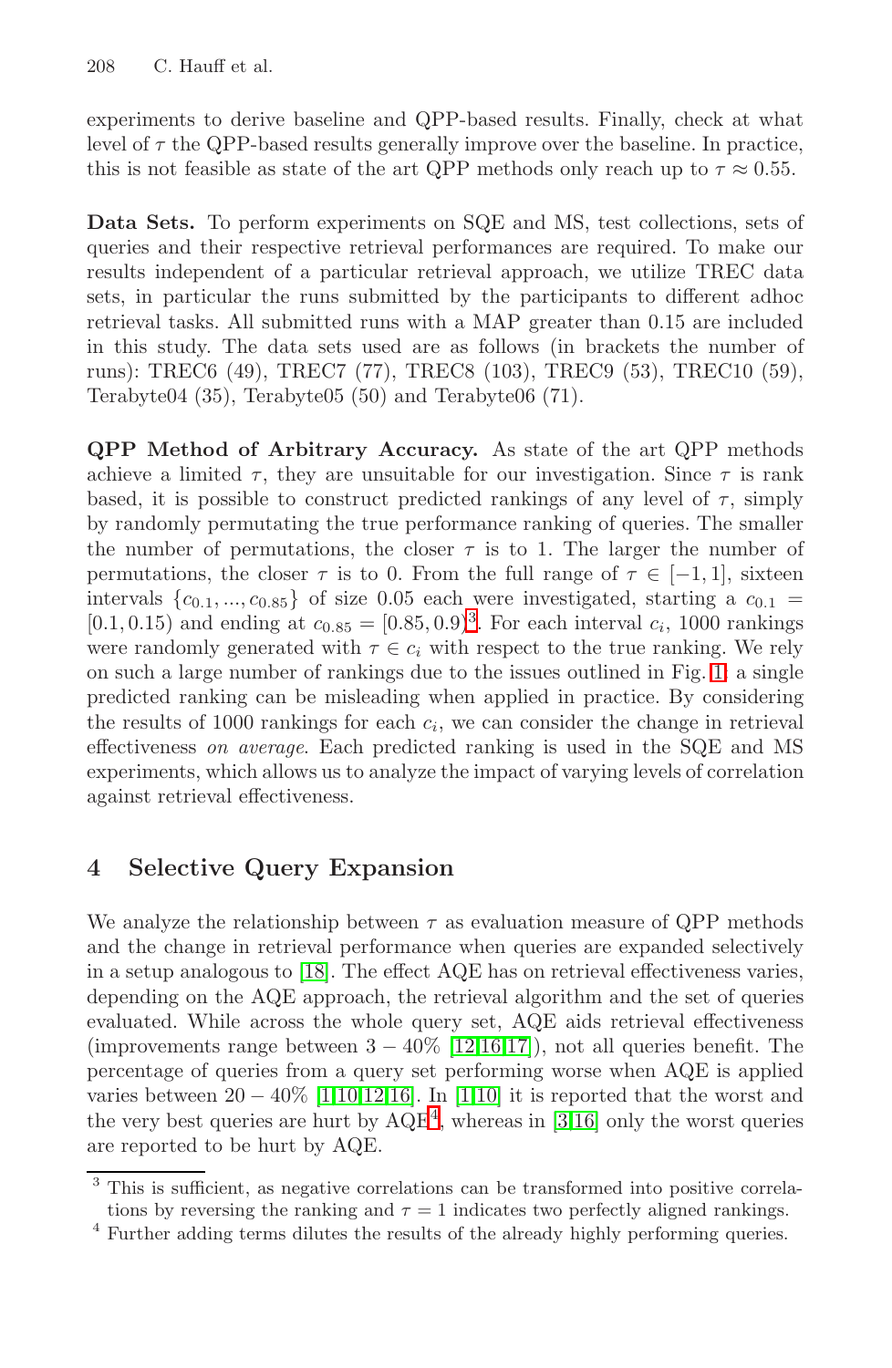experiments to derive baseline and QPP-based results. Finally, check at what level of $\tau$ the QPP-based results generally improve over the baseline. In practice, this is not feasible as state of the art QPP methods only reach up to $\tau \approx 0.55$.

**Data Sets.** To perform experiments on SQE and MS, test collections, sets of queries and their respective retrieval performances are required. To make our results independent of a particular retrieval approach, we utilize TREC data sets, in particular the runs submitted by the participants to different adhoc retrieval tasks. All submitted runs with a MAP greater than 0.15 are included in this study. The data sets used are as follows (in brackets the number of runs): TREC6 (49), TREC7 (77), TREC8 (103), TREC9 (53), TREC10 (59), Terabyte04 (35), Terabyte05 (50) and Terabyte06 (71).

**QPP Method of Arbitrary Accuracy.** As state of the art QPP methods achieve a limited $\tau$, they are unsuitable for our investigation. Since $\tau$ is rank based, it is possible to construct predicted rankings of any level of $\tau$, simply by randomly permutating the true performance ranking of queries. The smaller the number of permutations, the closer $\tau$ is to 1. The larger the number of permutations, the closer $\tau$ is to 0. From the full range of $\tau \in [-1, 1]$, sixteen intervals $\{c_{0.1}, ..., c_{0.85}\}$ of size 0.05 each were investigated, starting a $c_{0.1} = [0.1, 0.15)$ and ending at $c_{0.85} = [0.85, 0.9)$[3]. For each interval $c_i$, 1000 rankings were randomly generated with $\tau \in c_i$ with respect to the true ranking. We rely on such a large number of rankings due to the issues outlined in Fig. 1: a single predicted ranking can be misleading when applied in practice. By considering the results of 1000 rankings for each $c_i$, we can consider the change in retrieval effectiveness *on average*. Each predicted ranking is used in the SQE and MS experiments, which allows us to analyze the impact of varying levels of correlation against retrieval effectiveness.

## 4 Selective Query Expansion

We analyze the relationship between $\tau$ as evaluation measure of QPP methods and the change in retrieval performance when queries are expanded selectively in a setup analogous to [18]. The effect AQE has on retrieval effectiveness varies, depending on the AQE approach, the retrieval algorithm and the set of queries evaluated. While across the whole query set, AQE aids retrieval effectiveness (improvements range between $3 - 40\%$ [12,16,17]), not all queries benefit. The percentage of queries from a query set performing worse when AQE is applied varies between $20 - 40\%$ [1,10,12,16]. In [1,10] it is reported that the worst and the very best queries are hurt by AQE[4], whereas in [3,16] only the worst queries are reported to be hurt by AQE.

---

[3] This is sufficient, as negative correlations can be transformed into positive correlations by reversing the ranking and $\tau = 1$ indicates two perfectly aligned rankings.

[4] Further adding terms dilutes the results of the already highly performing queries.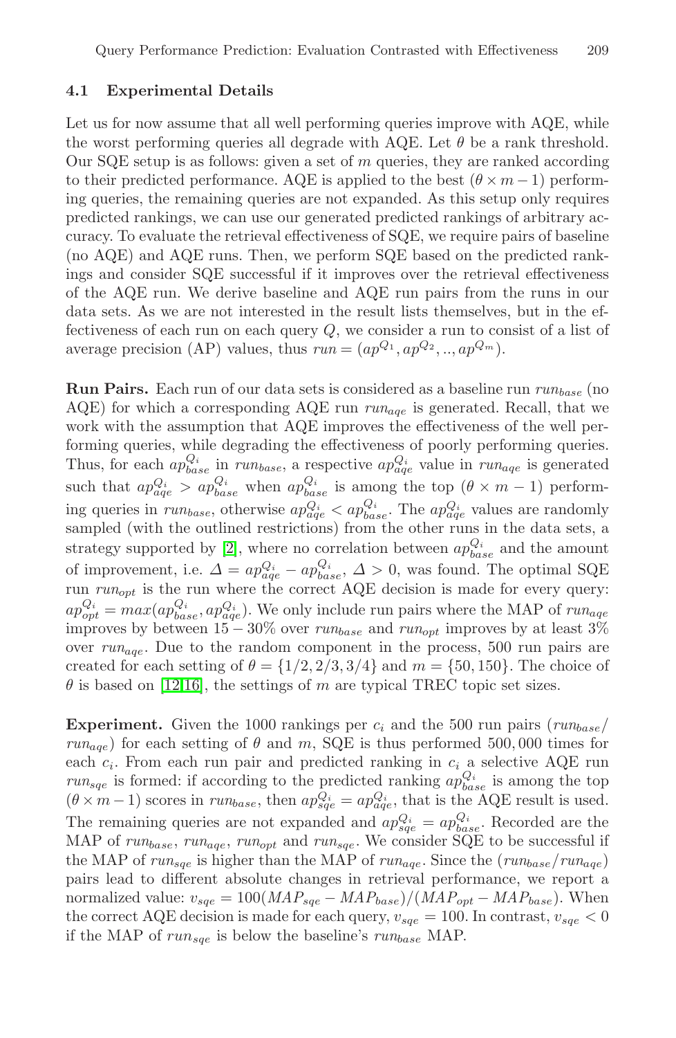### 4.1 Experimental Details

Let us for now assume that all well performing queries improve with AQE, while the worst performing queries all degrade with AQE. Let $\theta$ be a rank threshold. Our SQE setup is as follows: given a set of $m$ queries, they are ranked according to their predicted performance. AQE is applied to the best $(\theta \times m - 1)$ performing queries, the remaining queries are not expanded. As this setup only requires predicted rankings, we can use our generated predicted rankings of arbitrary accuracy. To evaluate the retrieval effectiveness of SQE, we require pairs of baseline (no AQE) and AQE runs. Then, we perform SQE based on the predicted rankings and consider SQE successful if it improves over the retrieval effectiveness of the AQE run. We derive baseline and AQE run pairs from the runs in our data sets. As we are not interested in the result lists themselves, but in the effectiveness of each run on each query $Q$, we consider a run to consist of a list of average precision (AP) values, thus $run = (ap^{Q_1}, ap^{Q_2}, .., ap^{Q_m})$.

**Run Pairs.** Each run of our data sets is considered as a baseline run $run_{base}$ (no AQE) for which a corresponding AQE run $run_{aqe}$ is generated. Recall, that we work with the assumption that AQE improves the effectiveness of the well performing queries, while degrading the effectiveness of poorly performing queries. Thus, for each $ap^{Q_i}_{base}$ in $run_{base}$, a respective $ap^{Q_i}_{aqe}$ value in $run_{aqe}$ is generated such that $ap^{Q_i}_{aqe} > ap^{Q_i}_{base}$ when $ap^{Q_i}_{base}$ is among the top $(\theta \times m - 1)$ performing queries in $run_{base}$, otherwise $ap^{Q_i}_{aqe} < ap^{Q_i}_{base}$. The $ap^{Q_i}_{aqe}$ values are randomly sampled (with the outlined restrictions) from the other runs in the data sets, a strategy supported by [2], where no correlation between $ap^{Q_i}_{base}$ and the amount of improvement, i.e. $\Delta = ap^{Q_i}_{aqe} - ap^{Q_i}_{base}$, $\Delta > 0$, was found. The optimal SQE run $run_{opt}$ is the run where the correct AQE decision is made for every query: $ap^{Q_i}_{opt} = max(ap^{Q_i}_{base}, ap^{Q_i}_{aqe})$. We only include run pairs where the MAP of $run_{aqe}$ improves by between $15-30\%$ over $run_{base}$ and $run_{opt}$ improves by at least $3\%$ over $run_{aqe}$. Due to the random component in the process, 500 run pairs are created for each setting of $\theta = \{1/2, 2/3, 3/4\}$ and $m = \{50, 150\}$. The choice of $\theta$ is based on [12,16], the settings of $m$ are typical TREC topic set sizes.

**Experiment.** Given the 1000 rankings per $c_i$ and the 500 run pairs ($run_{base}/run_{aqe}$) for each setting of $\theta$ and $m$, SQE is thus performed 500,000 times for each $c_i$. From each run pair and predicted ranking in $c_i$ a selective AQE run $run_{sqe}$ is formed: if according to the predicted ranking $ap^{Q_i}_{base}$ is among the top $(\theta \times m - 1)$ scores in $run_{base}$, then $ap^{Q_i}_{sqe} = ap^{Q_i}_{aqe}$, that is the AQE result is used. The remaining queries are not expanded and $ap^{Q_i}_{sqe} = ap^{Q_i}_{base}$. Recorded are the MAP of $run_{base}$, $run_{aqe}$, $run_{opt}$ and $run_{sqe}$. We consider SQE to be successful if the MAP of $run_{sqe}$ is higher than the MAP of $run_{aqe}$. Since the ($run_{base}/run_{aqe}$) pairs lead to different absolute changes in retrieval performance, we report a normalized value: $v_{sqe} = 100(MAP_{sqe} - MAP_{base})/(MAP_{opt} - MAP_{base})$. When the correct AQE decision is made for each query, $v_{sqe} = 100$. In contrast, $v_{sqe} < 0$ if the MAP of $run_{sqe}$ is below the baseline's $run_{base}$ MAP.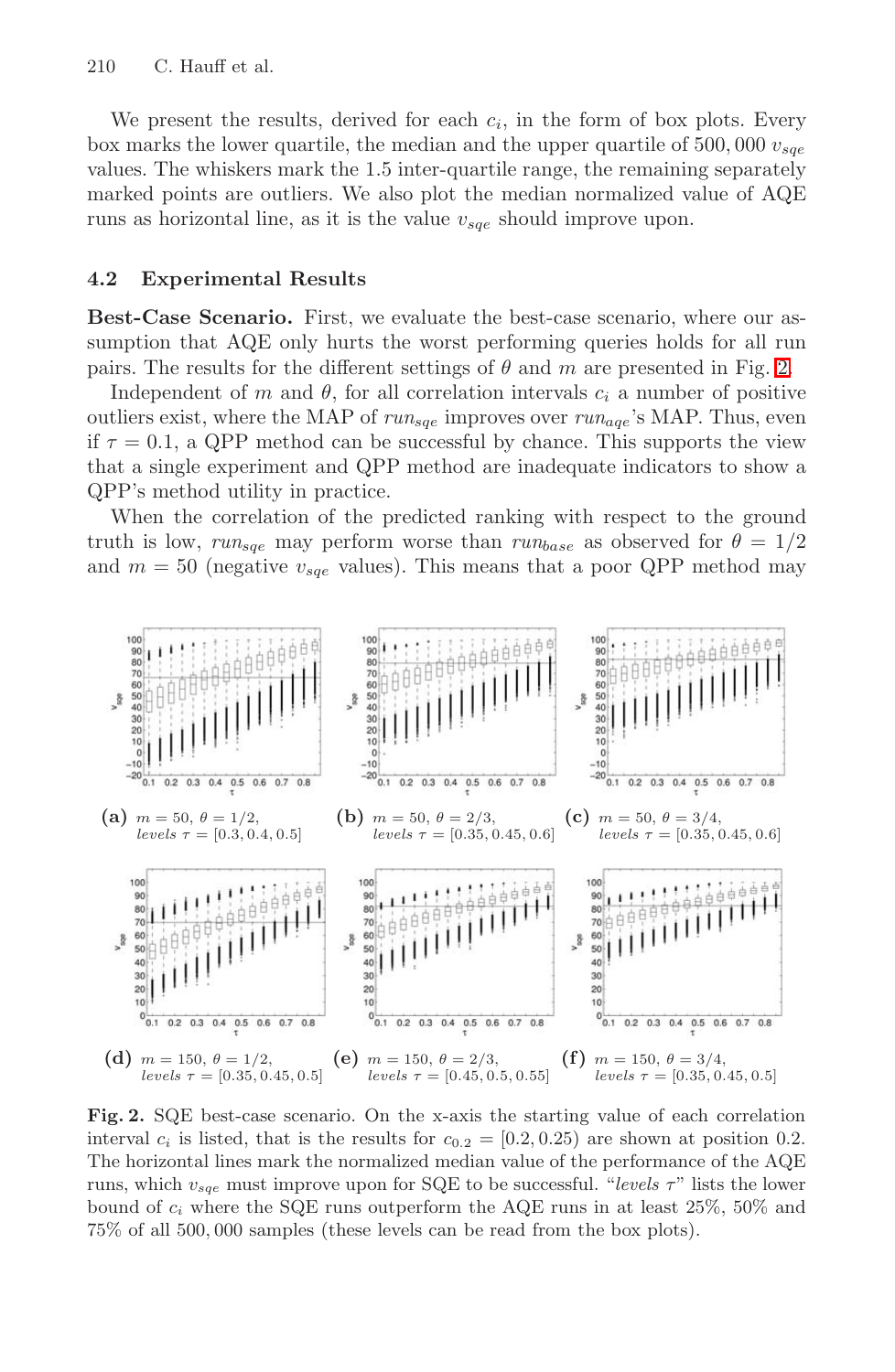We present the results, derived for each $c_i$, in the form of box plots. Every box marks the lower quartile, the median and the upper quartile of $500,000$ $v_{sqe}$ values. The whiskers mark the 1.5 inter-quartile range, the remaining separately marked points are outliers. We also plot the median normalized value of AQE runs as horizontal line, as it is the value $v_{sqe}$ should improve upon.

### 4.2 Experimental Results

**Best-Case Scenario.** First, we evaluate the best-case scenario, where our assumption that AQE only hurts the worst performing queries holds for all run pairs. The results for the different settings of $\theta$ and $m$ are presented in Fig. 2.

Independent of $m$ and $\theta$, for all correlation intervals $c_i$ a number of positive outliers exist, where the MAP of $run_{sqe}$ improves over $run_{aqe}$'s MAP. Thus, even if $\tau = 0.1$, a QPP method can be successful by chance. This supports the view that a single experiment and QPP method are inadequate indicators to show a QPP's method utility in practice.

When the correlation of the predicted ranking with respect to the ground truth is low, $run_{sqe}$ may perform worse than $run_{base}$ as observed for $\theta = 1/2$ and $m = 50$ (negative $v_{sqe}$ values). This means that a poor QPP method may

(a) $m = 50$, $\theta = 1/2$, *levels* $\tau = [0.3, 0.4, 0.5]$

(b) $m = 50$, $\theta = 2/3$, *levels* $\tau = [0.35, 0.45, 0.6]$

(c) $m = 50$, $\theta = 3/4$, *levels* $\tau = [0.35, 0.45, 0.6]$

(d) $m = 150$, $\theta = 1/2$, *levels* $\tau = [0.35, 0.45, 0.5]$

(e) $m = 150$, $\theta = 2/3$, *levels* $\tau = [0.45, 0.5, 0.55]$

(f) $m = 150$, $\theta = 3/4$, *levels* $\tau = [0.35, 0.45, 0.5]$

**Fig. 2.** SQE best-case scenario. On the x-axis the starting value of each correlation interval $c_i$ is listed, that is the results for $c_{0.2} = [0.2, 0.25)$ are shown at position 0.2. The horizontal lines mark the normalized median value of the performance of the AQE runs, which $v_{sqe}$ must improve upon for SQE to be successful. "*levels* $\tau$" lists the lower bound of $c_i$ where the SQE runs outperform the AQE runs in at least 25%, 50% and 75% of all $500,000$ samples (these levels can be read from the box plots).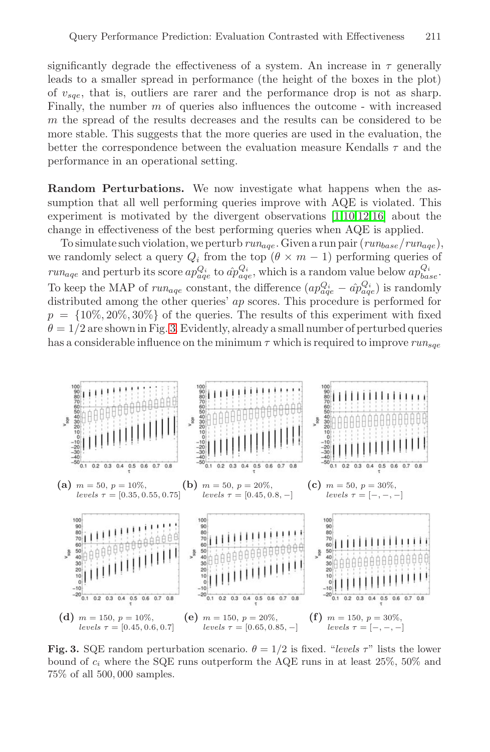significantly degrade the effectiveness of a system. An increase in $\tau$ generally leads to a smaller spread in performance (the height of the boxes in the plot) of $v_{sqe}$, that is, outliers are rarer and the performance drop is not as sharp. Finally, the number $m$ of queries also influences the outcome - with increased $m$ the spread of the results decreases and the results can be considered to be more stable. This suggests that the more queries are used in the evaluation, the better the correspondence between the evaluation measure Kendalls $\tau$ and the performance in an operational setting.

**Random Perturbations.** We now investigate what happens when the assumption that all well performing queries improve with AQE is violated. This experiment is motivated by the divergent observations [1,10,12,16] about the change in effectiveness of the best performing queries when AQE is applied.

To simulate such violation, we perturb $run_{aqe}$. Given a run pair $(run_{base}/run_{aqe})$, we randomly select a query $Q_i$ from the top $(\theta \times m - 1)$ performing queries of $run_{aqe}$ and perturb its score $ap_{aqe}^{Q_i}$ to $\hat{ap}_{aqe}^{Q_i}$, which is a random value below $ap_{base}^{Q_i}$. To keep the MAP of $run_{aqe}$ constant, the difference $(ap_{aqe}^{Q_i} - \hat{ap}_{aqe}^{Q_i})$ is randomly distributed among the other queries' $ap$ scores. This procedure is performed for $p = \{10\%, 20\%, 30\%\}$ of the queries. The results of this experiment with fixed $\theta = 1/2$ are shown in Fig. 3. Evidently, already a small number of perturbed queries has a considerable influence on the minimum $\tau$ which is required to improve $run_{sqe}$

**(a)** $m = 50$, $p = 10\%$, *levels* $\tau = [0.35, 0.55, 0.75]$

**(b)** $m = 50$, $p = 20\%$, *levels* $\tau = [0.45, 0.8, -]$

**(c)** $m = 50$, $p = 30\%$, *levels* $\tau = [-, -, -]$

**(d)** $m = 150$, $p = 10\%$, *levels* $\tau = [0.45, 0.6, 0.7]$

**(e)** $m = 150$, $p = 20\%$, *levels* $\tau = [0.65, 0.85, -]$

**(f)** $m = 150$, $p = 30\%$, *levels* $\tau = [-, -, -]$

**Fig. 3.** SQE random perturbation scenario. $\theta = 1/2$ is fixed. "*levels* $\tau$" lists the lower bound of $c_i$ where the SQE runs outperform the AQE runs in at least 25%, 50% and 75% of all 500,000 samples.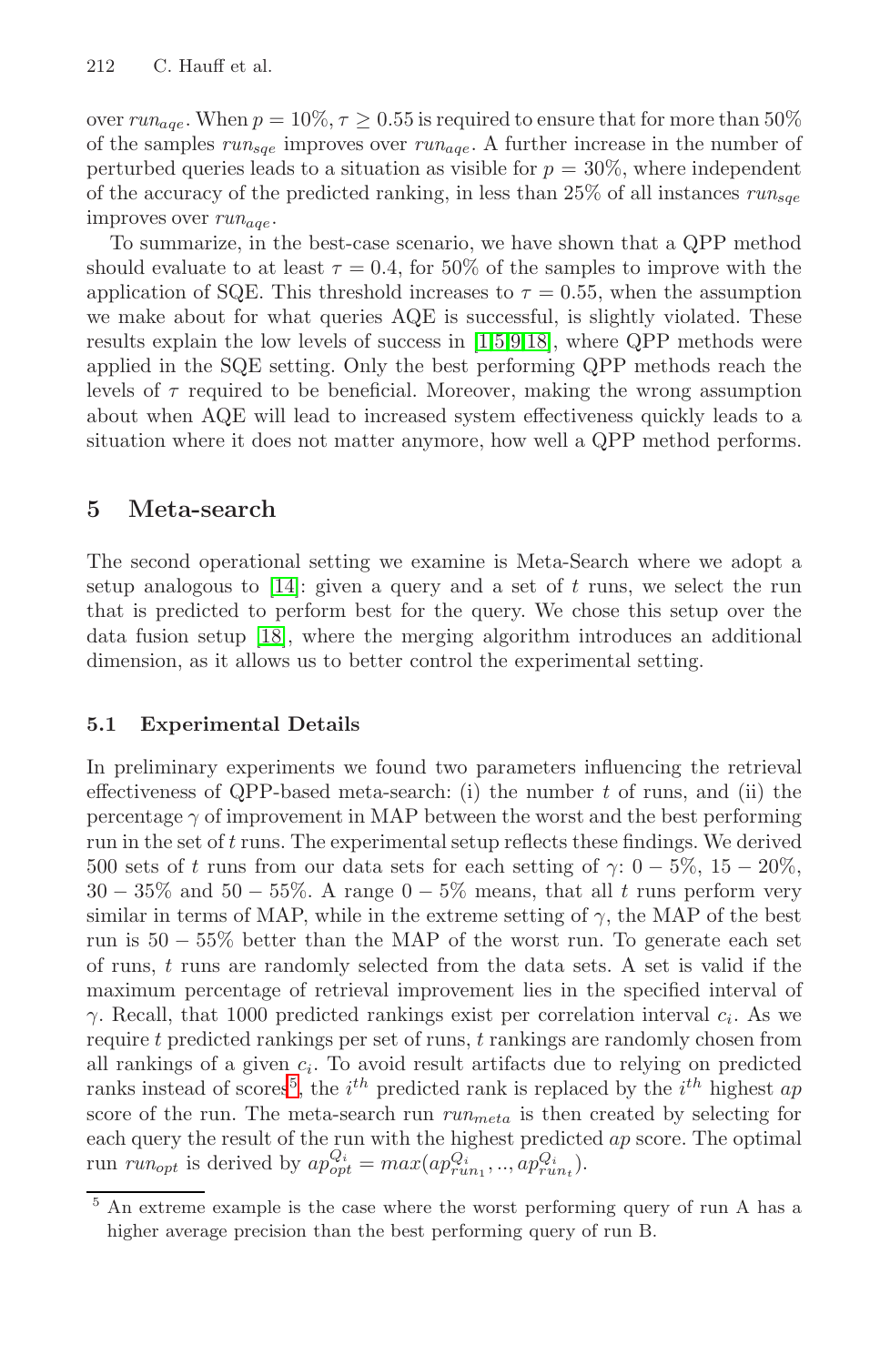over $run_{aqe}$. When $p = 10\%$, $\tau \geq 0.55$ is required to ensure that for more than 50% of the samples $run_{sqe}$ improves over $run_{aqe}$. A further increase in the number of perturbed queries leads to a situation as visible for $p = 30\%$, where independent of the accuracy of the predicted ranking, in less than 25% of all instances $run_{sqe}$ improves over $run_{aqe}$.

To summarize, in the best-case scenario, we have shown that a QPP method should evaluate to at least $\tau = 0.4$, for 50% of the samples to improve with the application of SQE. This threshold increases to $\tau = 0.55$, when the assumption we make about for what queries AQE is successful, is slightly violated. These results explain the low levels of success in [1,5,9,18], where QPP methods were applied in the SQE setting. Only the best performing QPP methods reach the levels of $\tau$ required to be beneficial. Moreover, making the wrong assumption about when AQE will lead to increased system effectiveness quickly leads to a situation where it does not matter anymore, how well a QPP method performs.

## 5 Meta-search

The second operational setting we examine is Meta-Search where we adopt a setup analogous to [14]: given a query and a set of $t$ runs, we select the run that is predicted to perform best for the query. We chose this setup over the data fusion setup [18], where the merging algorithm introduces an additional dimension, as it allows us to better control the experimental setting.

### 5.1 Experimental Details

In preliminary experiments we found two parameters influencing the retrieval effectiveness of QPP-based meta-search: (i) the number $t$ of runs, and (ii) the percentage $\gamma$ of improvement in MAP between the worst and the best performing run in the set of $t$ runs. The experimental setup reflects these findings. We derived 500 sets of $t$ runs from our data sets for each setting of $\gamma$: $0-5\%$, $15-20\%$, $30-35\%$ and $50-55\%$. A range $0-5\%$ means, that all $t$ runs perform very similar in terms of MAP, while in the extreme setting of $\gamma$, the MAP of the best run is $50-55\%$ better than the MAP of the worst run. To generate each set of runs, $t$ runs are randomly selected from the data sets. A set is valid if the maximum percentage of retrieval improvement lies in the specified interval of $\gamma$. Recall, that 1000 predicted rankings exist per correlation interval $c_i$. As we require $t$ predicted rankings per set of runs, $t$ rankings are randomly chosen from all rankings of a given $c_i$. To avoid result artifacts due to relying on predicted ranks instead of scores[5], the $i^{th}$ predicted rank is replaced by the $i^{th}$ highest $ap$ score of the run. The meta-search run $run_{meta}$ is then created by selecting for each query the result of the run with the highest predicted $ap$ score. The optimal run $run_{opt}$ is derived by $ap_{opt}^{Q_i} = max(ap_{run_1}^{Q_i}, .., ap_{run_t}^{Q_i})$.

[5] An extreme example is the case where the worst performing query of run A has a higher average precision than the best performing query of run B.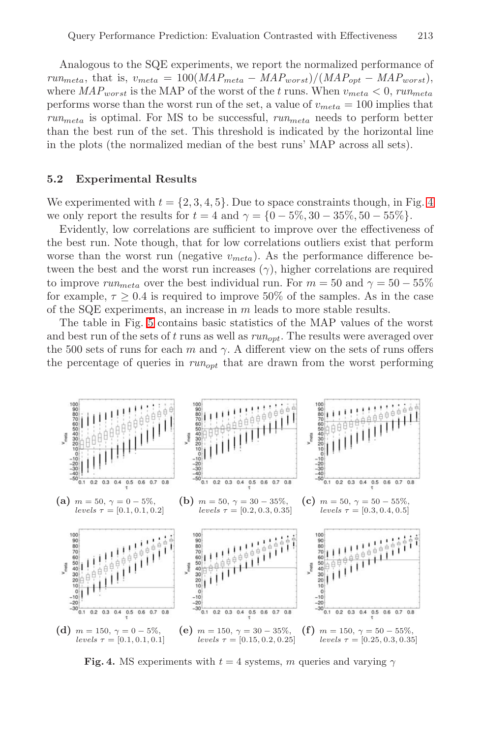Analogous to the SQE experiments, we report the normalized performance of $run_{meta}$, that is, $v_{meta} = 100(MAP_{meta} - MAP_{worst})/(MAP_{opt} - MAP_{worst})$, where $MAP_{worst}$ is the MAP of the worst of the $t$ runs. When $v_{meta} < 0$, $run_{meta}$ performs worse than the worst run of the set, a value of $v_{meta} = 100$ implies that $run_{meta}$ is optimal. For MS to be successful, $run_{meta}$ needs to perform better than the best run of the set. This threshold is indicated by the horizontal line in the plots (the normalized median of the best runs' MAP across all sets).

### 5.2 Experimental Results

We experimented with $t = \{2, 3, 4, 5\}$. Due to space constraints though, in Fig. 4 we only report the results for $t = 4$ and $\gamma = \{0-5\%, 30-35\%, 50-55\%\}$.

Evidently, low correlations are sufficient to improve over the effectiveness of the best run. Note though, that for low correlations outliers exist that perform worse than the worst run (negative $v_{meta}$). As the performance difference between the best and the worst run increases ($\gamma$), higher correlations are required to improve $run_{meta}$ over the best individual run. For $m = 50$ and $\gamma = 50-55\%$ for example, $\tau \geq 0.4$ is required to improve 50% of the samples. As in the case of the SQE experiments, an increase in $m$ leads to more stable results.

The table in Fig. 5 contains basic statistics of the MAP values of the worst and best run of the sets of $t$ runs as well as $run_{opt}$. The results were averaged over the 500 sets of runs for each $m$ and $\gamma$. A different view on the sets of runs offers the percentage of queries in $run_{opt}$ that are drawn from the worst performing

**(a)** $m = 50$, $\gamma = 0-5\%$, *levels* $\tau = [0.1, 0.1, 0.2]$

**(b)** $m = 50$, $\gamma = 30-35\%$, *levels* $\tau = [0.2, 0.3, 0.35]$

**(c)** $m = 50$, $\gamma = 50-55\%$, *levels* $\tau = [0.3, 0.4, 0.5]$

**(d)** $m = 150$, $\gamma = 0-5\%$, *levels* $\tau = [0.1, 0.1, 0.1]$

**(e)** $m = 150$, $\gamma = 30-35\%$, *levels* $\tau = [0.15, 0.2, 0.25]$

**(f)** $m = 150$, $\gamma = 50-55\%$, *levels* $\tau = [0.25, 0.3, 0.35]$

**Fig. 4.** MS experiments with $t = 4$ systems, $m$ queries and varying $\gamma$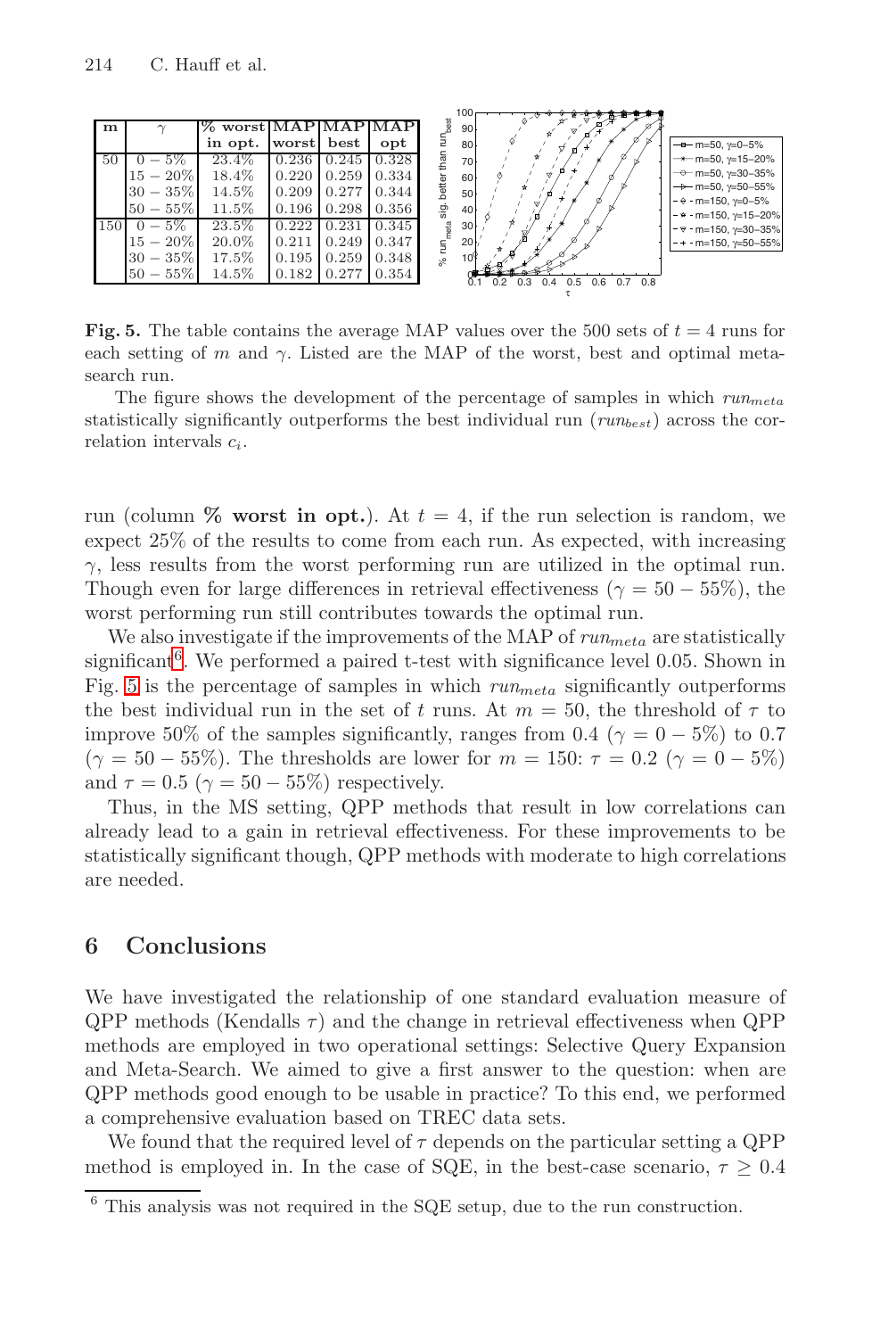| m | $\gamma$ | % worst in opt. | MAP worst | MAP best | MAP opt |
|---|---|---|---|---|---|
| 50 | $0-5\%$ | 23.4% | 0.236 | 0.245 | 0.328 |
| | $15-20\%$ | 18.4% | 0.220 | 0.259 | 0.334 |
| | $30-35\%$ | 14.5% | 0.209 | 0.277 | 0.344 |
| | $50-55\%$ | 11.5% | 0.196 | 0.298 | 0.356 |
| 150 | $0-5\%$ | 23.5% | 0.222 | 0.231 | 0.345 |
| | $15-20\%$ | 20.0% | 0.211 | 0.249 | 0.347 |
| | $30-35\%$ | 17.5% | 0.195 | 0.259 | 0.348 |
| | $50-55\%$ | 14.5% | 0.182 | 0.277 | 0.354 |

**Fig. 5.** The table contains the average MAP values over the 500 sets of $t = 4$ runs for each setting of $m$ and $\gamma$. Listed are the MAP of the worst, best and optimal meta-search run.

The figure shows the development of the percentage of samples in which $run_{meta}$ statistically significantly outperforms the best individual run ($run_{best}$) across the correlation intervals $c_i$.

run (column **% worst in opt.**). At $t = 4$, if the run selection is random, we expect 25% of the results to come from each run. As expected, with increasing $\gamma$, less results from the worst performing run are utilized in the optimal run. Though even for large differences in retrieval effectiveness ($\gamma = 50-55\%$), the worst performing run still contributes towards the optimal run.

We also investigate if the improvements of the MAP of $run_{meta}$ are statistically significant[6]. We performed a paired t-test with significance level 0.05. Shown in Fig. 5 is the percentage of samples in which $run_{meta}$ significantly outperforms the best individual run in the set of $t$ runs. At $m = 50$, the threshold of $\tau$ to improve 50% of the samples significantly, ranges from 0.4 ($\gamma = 0-5\%$) to 0.7 ($\gamma = 50-55\%$). The thresholds are lower for $m = 150$: $\tau = 0.2$ ($\gamma = 0-5\%$) and $\tau = 0.5$ ($\gamma = 50-55\%$) respectively.

Thus, in the MS setting, QPP methods that result in low correlations can already lead to a gain in retrieval effectiveness. For these improvements to be statistically significant though, QPP methods with moderate to high correlations are needed.

## 6 Conclusions

We have investigated the relationship of one standard evaluation measure of QPP methods (Kendalls $\tau$) and the change in retrieval effectiveness when QPP methods are employed in two operational settings: Selective Query Expansion and Meta-Search. We aimed to give a first answer to the question: when are QPP methods good enough to be usable in practice? To this end, we performed a comprehensive evaluation based on TREC data sets.

We found that the required level of $\tau$ depends on the particular setting a QPP method is employed in. In the case of SQE, in the best-case scenario, $\tau \geq 0.4$

[6] This analysis was not required in the SQE setup, due to the run construction.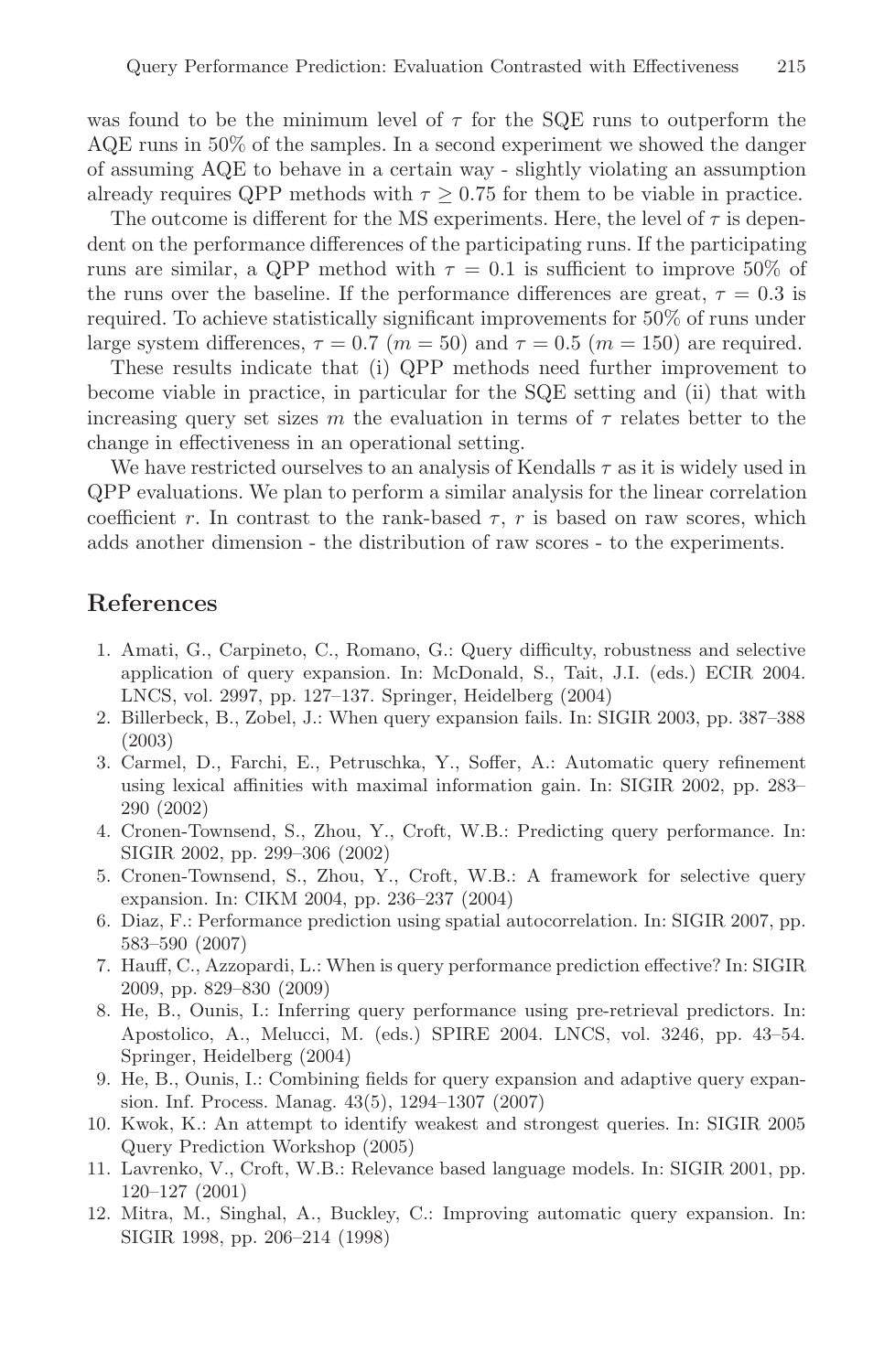was found to be the minimum level of $\tau$ for the SQE runs to outperform the AQE runs in 50% of the samples. In a second experiment we showed the danger of assuming AQE to behave in a certain way - slightly violating an assumption already requires QPP methods with $\tau \geq 0.75$ for them to be viable in practice.

The outcome is different for the MS experiments. Here, the level of $\tau$ is dependent on the performance differences of the participating runs. If the participating runs are similar, a QPP method with $\tau = 0.1$ is sufficient to improve 50% of the runs over the baseline. If the performance differences are great, $\tau = 0.3$ is required. To achieve statistically significant improvements for 50% of runs under large system differences, $\tau = 0.7$ ($m = 50$) and $\tau = 0.5$ ($m = 150$) are required.

These results indicate that (i) QPP methods need further improvement to become viable in practice, in particular for the SQE setting and (ii) that with increasing query set sizes $m$ the evaluation in terms of $\tau$ relates better to the change in effectiveness in an operational setting.

We have restricted ourselves to an analysis of Kendalls $\tau$ as it is widely used in QPP evaluations. We plan to perform a similar analysis for the linear correlation coefficient $r$. In contrast to the rank-based $\tau$, $r$ is based on raw scores, which adds another dimension - the distribution of raw scores - to the experiments.

## References

1. Amati, G., Carpineto, C., Romano, G.: Query difficulty, robustness and selective application of query expansion. In: McDonald, S., Tait, J.I. (eds.) ECIR 2004. LNCS, vol. 2997, pp. 127–137. Springer, Heidelberg (2004)
2. Billerbeck, B., Zobel, J.: When query expansion fails. In: SIGIR 2003, pp. 387–388 (2003)
3. Carmel, D., Farchi, E., Petruschka, Y., Soffer, A.: Automatic query refinement using lexical affinities with maximal information gain. In: SIGIR 2002, pp. 283–290 (2002)
4. Cronen-Townsend, S., Zhou, Y., Croft, W.B.: Predicting query performance. In: SIGIR 2002, pp. 299–306 (2002)
5. Cronen-Townsend, S., Zhou, Y., Croft, W.B.: A framework for selective query expansion. In: CIKM 2004, pp. 236–237 (2004)
6. Diaz, F.: Performance prediction using spatial autocorrelation. In: SIGIR 2007, pp. 583–590 (2007)
7. Hauff, C., Azzopardi, L.: When is query performance prediction effective? In: SIGIR 2009, pp. 829–830 (2009)
8. He, B., Ounis, I.: Inferring query performance using pre-retrieval predictors. In: Apostolico, A., Melucci, M. (eds.) SPIRE 2004. LNCS, vol. 3246, pp. 43–54. Springer, Heidelberg (2004)
9. He, B., Ounis, I.: Combining fields for query expansion and adaptive query expansion. Inf. Process. Manag. 43(5), 1294–1307 (2007)
10. Kwok, K.: An attempt to identify weakest and strongest queries. In: SIGIR 2005 Query Prediction Workshop (2005)
11. Lavrenko, V., Croft, W.B.: Relevance based language models. In: SIGIR 2001, pp. 120–127 (2001)
12. Mitra, M., Singhal, A., Buckley, C.: Improving automatic query expansion. In: SIGIR 1998, pp. 206–214 (1998)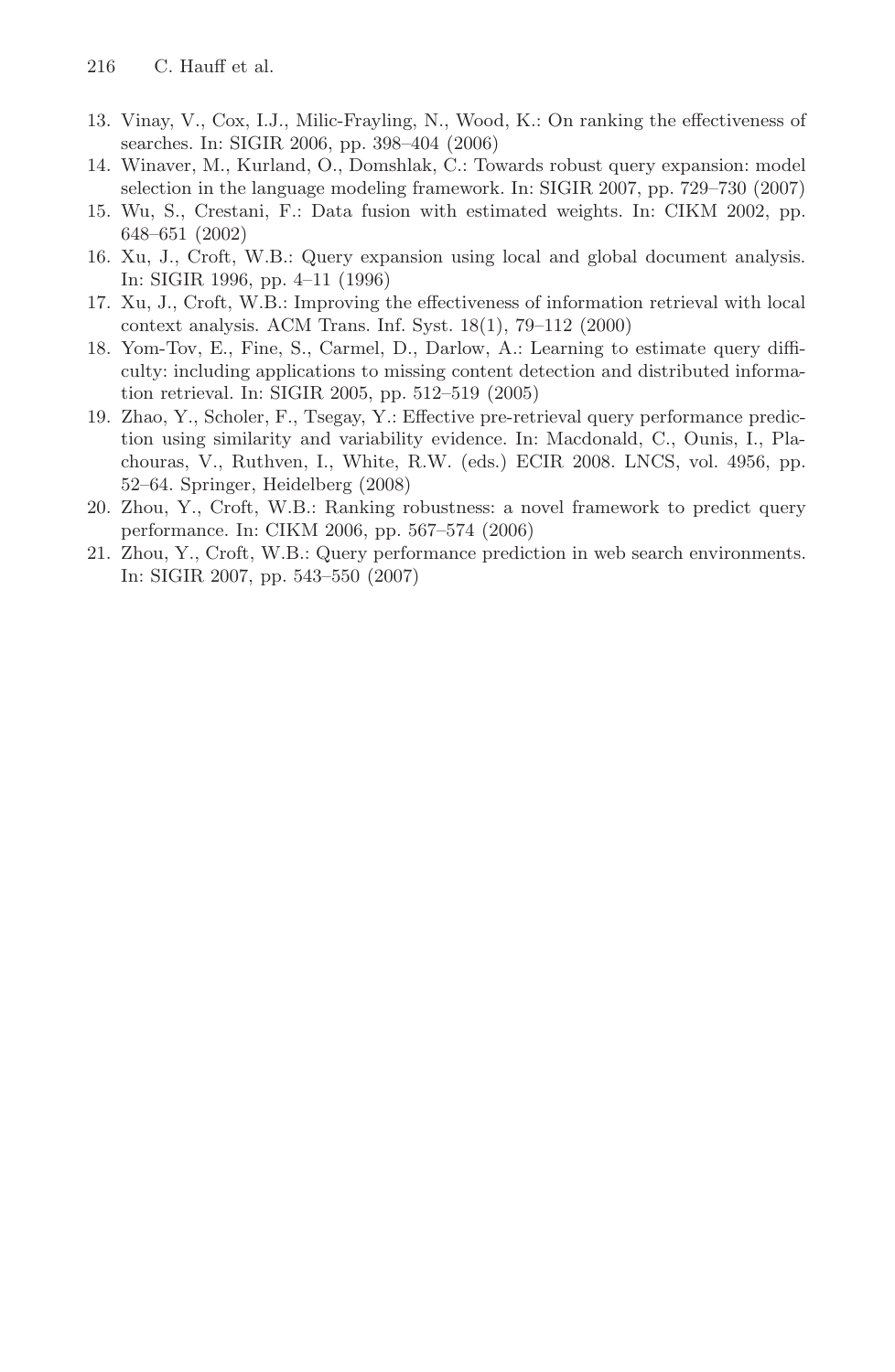13. Vinay, V., Cox, I.J., Milic-Frayling, N., Wood, K.: On ranking the effectiveness of searches. In: SIGIR 2006, pp. 398–404 (2006)
14. Winaver, M., Kurland, O., Domshlak, C.: Towards robust query expansion: model selection in the language modeling framework. In: SIGIR 2007, pp. 729–730 (2007)
15. Wu, S., Crestani, F.: Data fusion with estimated weights. In: CIKM 2002, pp. 648–651 (2002)
16. Xu, J., Croft, W.B.: Query expansion using local and global document analysis. In: SIGIR 1996, pp. 4–11 (1996)
17. Xu, J., Croft, W.B.: Improving the effectiveness of information retrieval with local context analysis. ACM Trans. Inf. Syst. 18(1), 79–112 (2000)
18. Yom-Tov, E., Fine, S., Carmel, D., Darlow, A.: Learning to estimate query difficulty: including applications to missing content detection and distributed information retrieval. In: SIGIR 2005, pp. 512–519 (2005)
19. Zhao, Y., Scholer, F., Tsegay, Y.: Effective pre-retrieval query performance prediction using similarity and variability evidence. In: Macdonald, C., Ounis, I., Plachouras, V., Ruthven, I., White, R.W. (eds.) ECIR 2008. LNCS, vol. 4956, pp. 52–64. Springer, Heidelberg (2008)
20. Zhou, Y., Croft, W.B.: Ranking robustness: a novel framework to predict query performance. In: CIKM 2006, pp. 567–574 (2006)
21. Zhou, Y., Croft, W.B.: Query performance prediction in web search environments. In: SIGIR 2007, pp. 543–550 (2007)